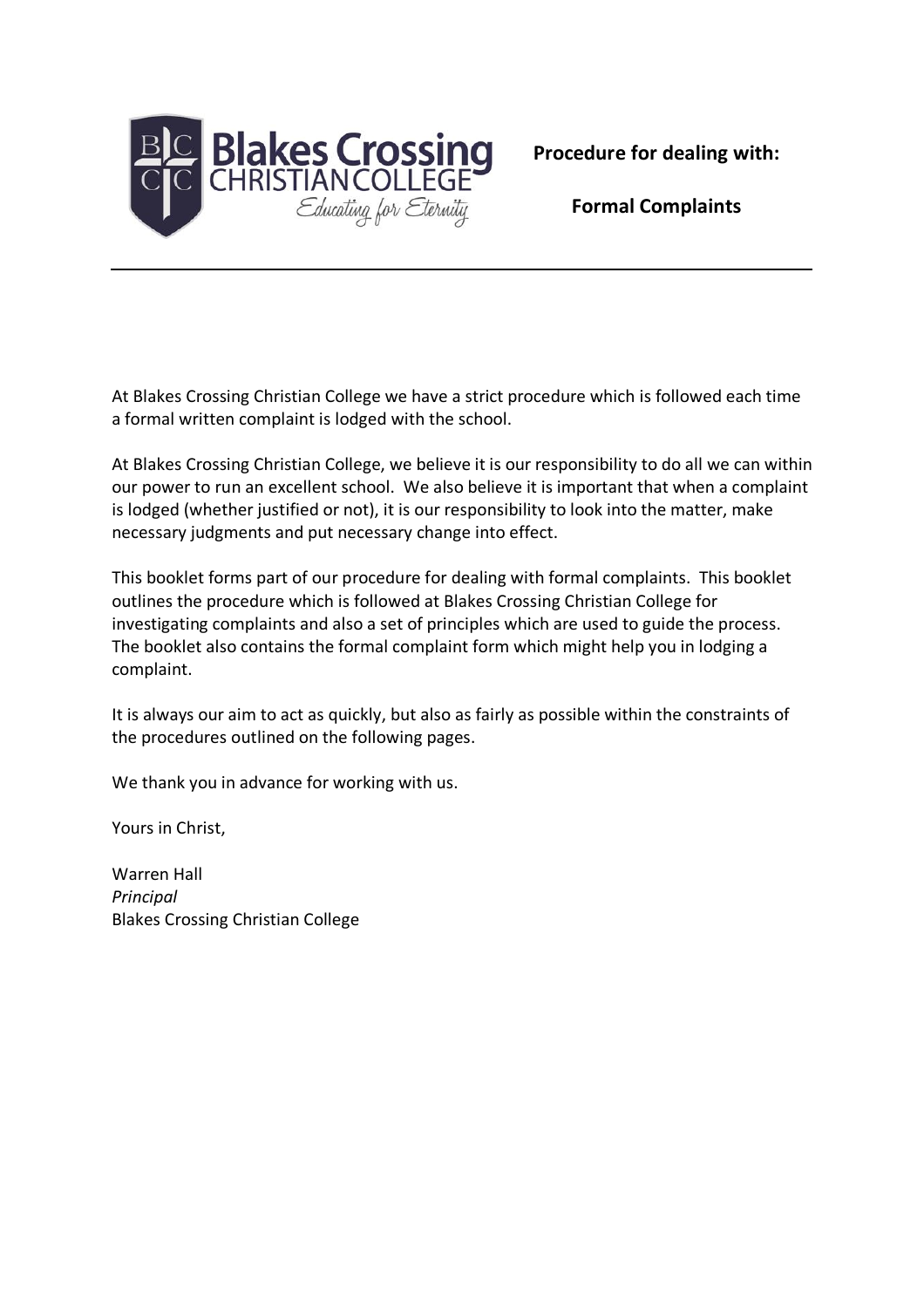**Procedure for dealing with:**

**Formal Complaints**

---

At Blakes Crossing Christian College we have a strict procedure which is followed each time a formal written complaint is lodged with the school.

At Blakes Crossing Christian College, we believe it is our responsibility to do all we can within our power to run an excellent school. We also believe it is important that when a complaint is lodged (whether justified or not), it is our responsibility to look into the matter, make necessary judgments and put necessary change into effect.

This booklet forms part of our procedure for dealing with formal complaints. This booklet outlines the procedure which is followed at Blakes Crossing Christian College for investigating complaints and also a set of principles which are used to guide the process. The booklet also contains the formal complaint form which might help you in lodging a complaint.

It is always our aim to act as quickly, but also as fairly as possible within the constraints of the procedures outlined on the following pages.

We thank you in advance for working with us.

Yours in Christ,

Warren Hall
*Principal*
Blakes Crossing Christian College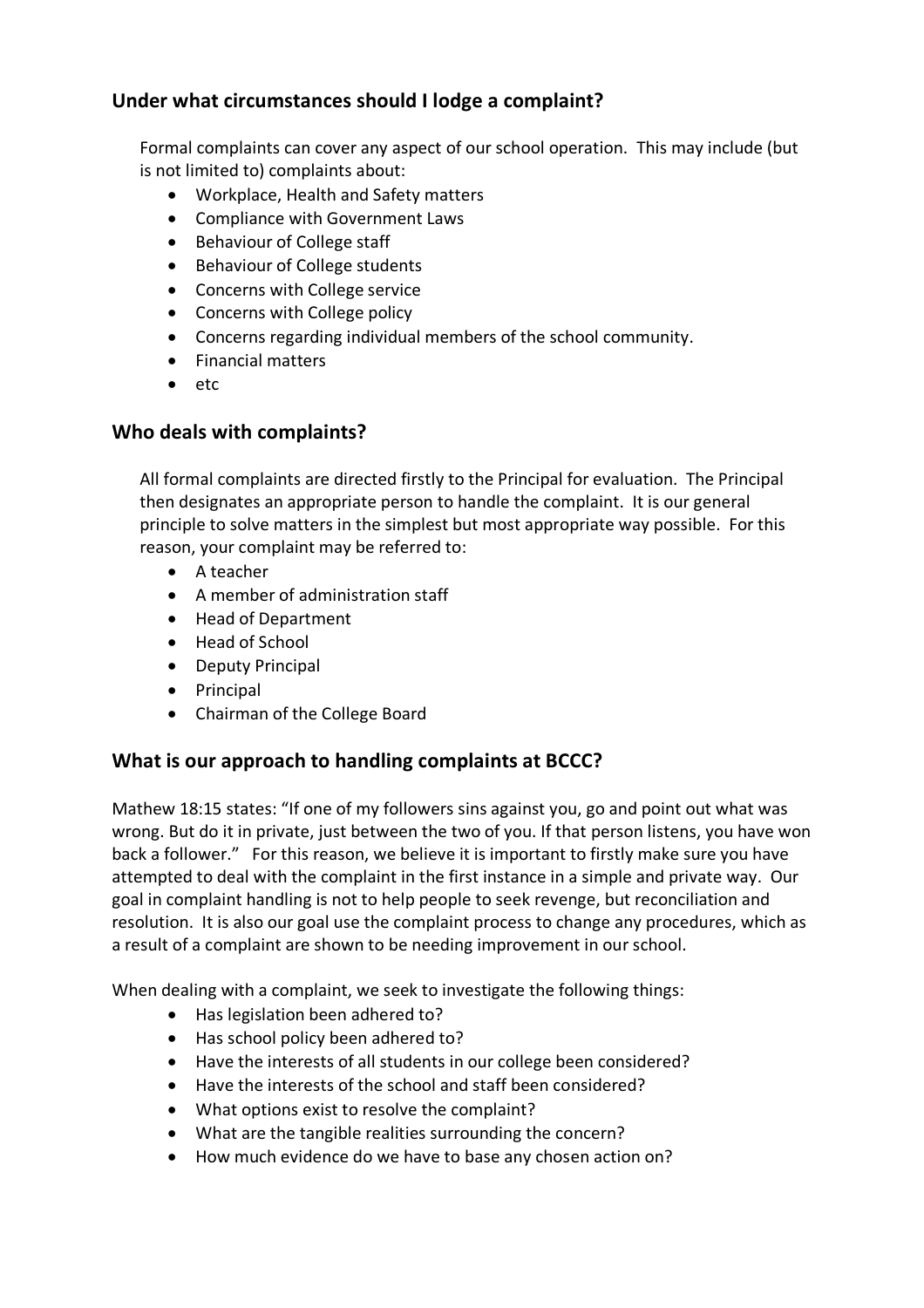## Under what circumstances should I lodge a complaint?

Formal complaints can cover any aspect of our school operation. This may include (but is not limited to) complaints about:

- Workplace, Health and Safety matters
- Compliance with Government Laws
- Behaviour of College staff
- Behaviour of College students
- Concerns with College service
- Concerns with College policy
- Concerns regarding individual members of the school community.
- Financial matters
- etc

## Who deals with complaints?

All formal complaints are directed firstly to the Principal for evaluation. The Principal then designates an appropriate person to handle the complaint. It is our general principle to solve matters in the simplest but most appropriate way possible. For this reason, your complaint may be referred to:

- A teacher
- A member of administration staff
- Head of Department
- Head of School
- Deputy Principal
- Principal
- Chairman of the College Board

## What is our approach to handling complaints at BCCC?

Mathew 18:15 states: "If one of my followers sins against you, go and point out what was wrong. But do it in private, just between the two of you. If that person listens, you have won back a follower." For this reason, we believe it is important to firstly make sure you have attempted to deal with the complaint in the first instance in a simple and private way. Our goal in complaint handling is not to help people to seek revenge, but reconciliation and resolution. It is also our goal use the complaint process to change any procedures, which as a result of a complaint are shown to be needing improvement in our school.

When dealing with a complaint, we seek to investigate the following things:

- Has legislation been adhered to?
- Has school policy been adhered to?
- Have the interests of all students in our college been considered?
- Have the interests of the school and staff been considered?
- What options exist to resolve the complaint?
- What are the tangible realities surrounding the concern?
- How much evidence do we have to base any chosen action on?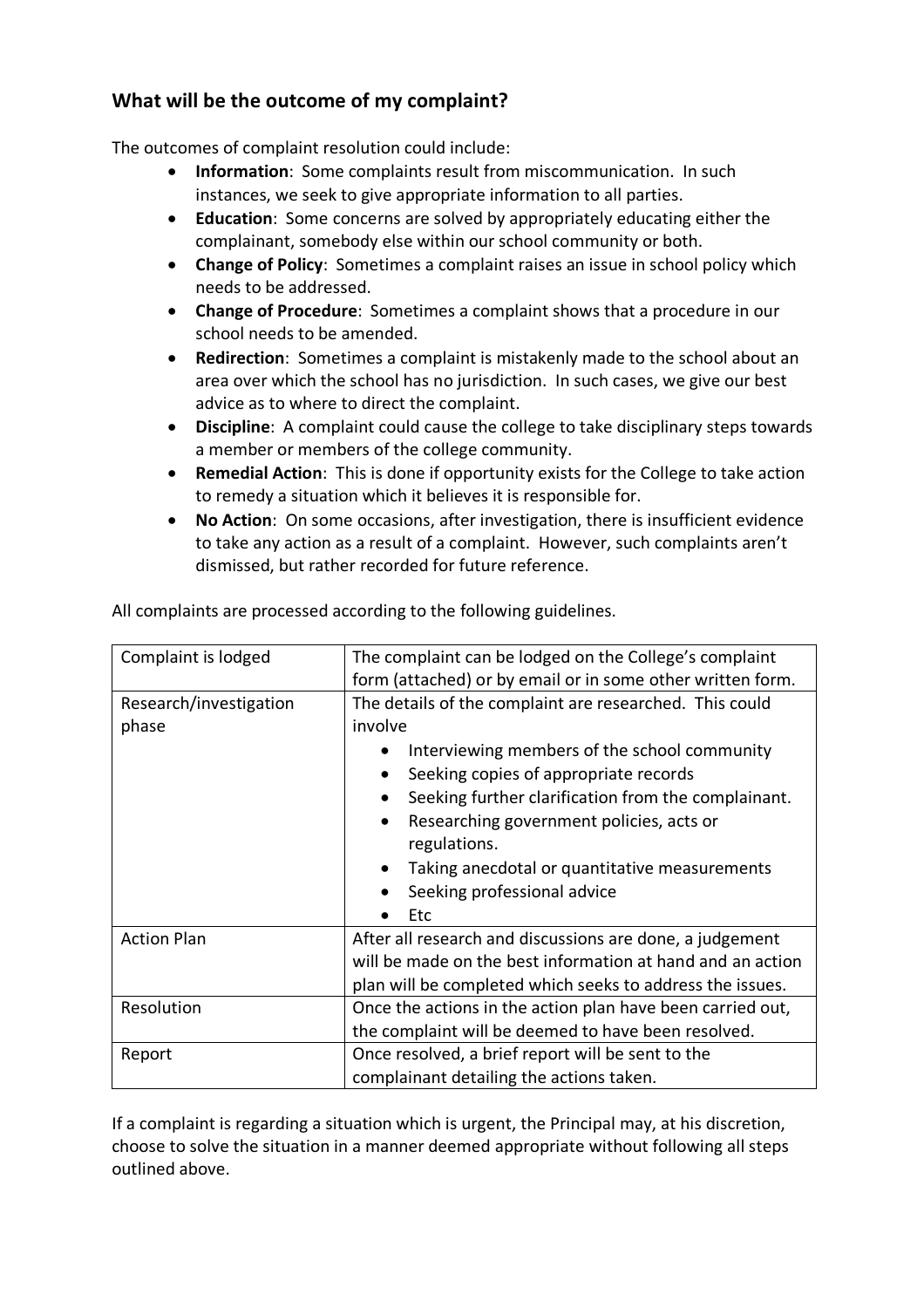## What will be the outcome of my complaint?

The outcomes of complaint resolution could include:

- **Information**: Some complaints result from miscommunication. In such instances, we seek to give appropriate information to all parties.
- **Education**: Some concerns are solved by appropriately educating either the complainant, somebody else within our school community or both.
- **Change of Policy**: Sometimes a complaint raises an issue in school policy which needs to be addressed.
- **Change of Procedure**: Sometimes a complaint shows that a procedure in our school needs to be amended.
- **Redirection**: Sometimes a complaint is mistakenly made to the school about an area over which the school has no jurisdiction. In such cases, we give our best advice as to where to direct the complaint.
- **Discipline**: A complaint could cause the college to take disciplinary steps towards a member or members of the college community.
- **Remedial Action**: This is done if opportunity exists for the College to take action to remedy a situation which it believes it is responsible for.
- **No Action**: On some occasions, after investigation, there is insufficient evidence to take any action as a result of a complaint. However, such complaints aren't dismissed, but rather recorded for future reference.

All complaints are processed according to the following guidelines.

| | |
|---|---|
| Complaint is lodged | The complaint can be lodged on the College's complaint form (attached) or by email or in some other written form. |
| Research/investigation phase | The details of the complaint are researched. This could involve<br>• Interviewing members of the school community<br>• Seeking copies of appropriate records<br>• Seeking further clarification from the complainant.<br>• Researching government policies, acts or regulations.<br>• Taking anecdotal or quantitative measurements<br>• Seeking professional advice<br>• Etc |
| Action Plan | After all research and discussions are done, a judgement will be made on the best information at hand and an action plan will be completed which seeks to address the issues. |
| Resolution | Once the actions in the action plan have been carried out, the complaint will be deemed to have been resolved. |
| Report | Once resolved, a brief report will be sent to the complainant detailing the actions taken. |

If a complaint is regarding a situation which is urgent, the Principal may, at his discretion, choose to solve the situation in a manner deemed appropriate without following all steps outlined above.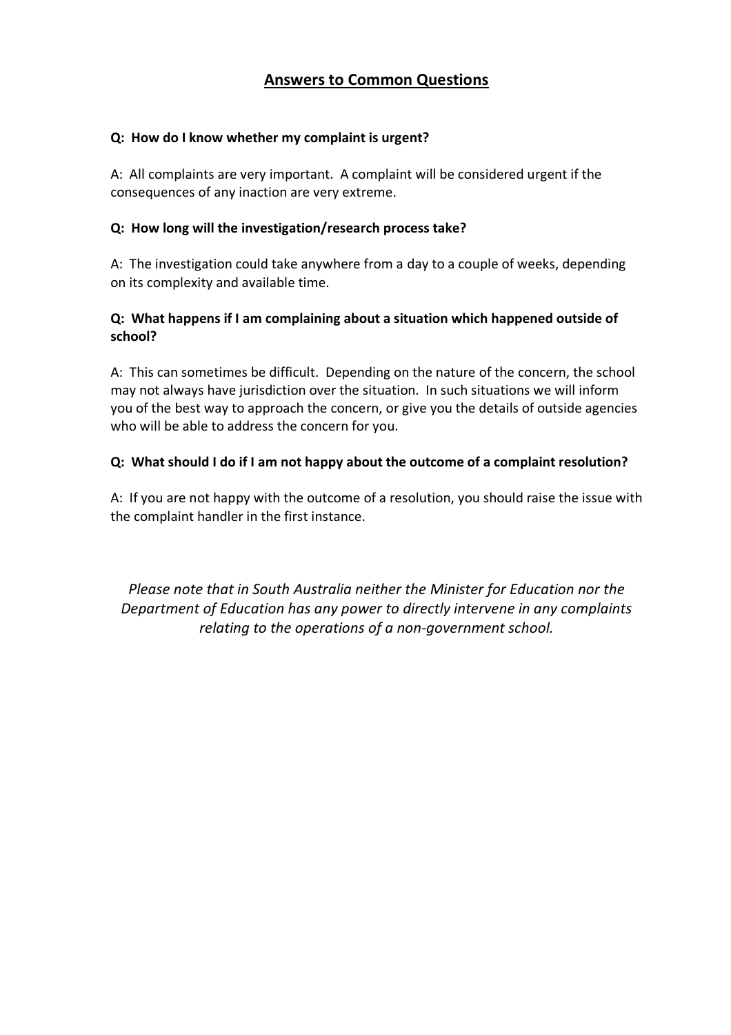## Answers to Common Questions

**Q: How do I know whether my complaint is urgent?**

A: All complaints are very important. A complaint will be considered urgent if the consequences of any inaction are very extreme.

**Q: How long will the investigation/research process take?**

A: The investigation could take anywhere from a day to a couple of weeks, depending on its complexity and available time.

**Q: What happens if I am complaining about a situation which happened outside of school?**

A: This can sometimes be difficult. Depending on the nature of the concern, the school may not always have jurisdiction over the situation. In such situations we will inform you of the best way to approach the concern, or give you the details of outside agencies who will be able to address the concern for you.

**Q: What should I do if I am not happy about the outcome of a complaint resolution?**

A: If you are not happy with the outcome of a resolution, you should raise the issue with the complaint handler in the first instance.

*Please note that in South Australia neither the Minister for Education nor the Department of Education has any power to directly intervene in any complaints relating to the operations of a non-government school.*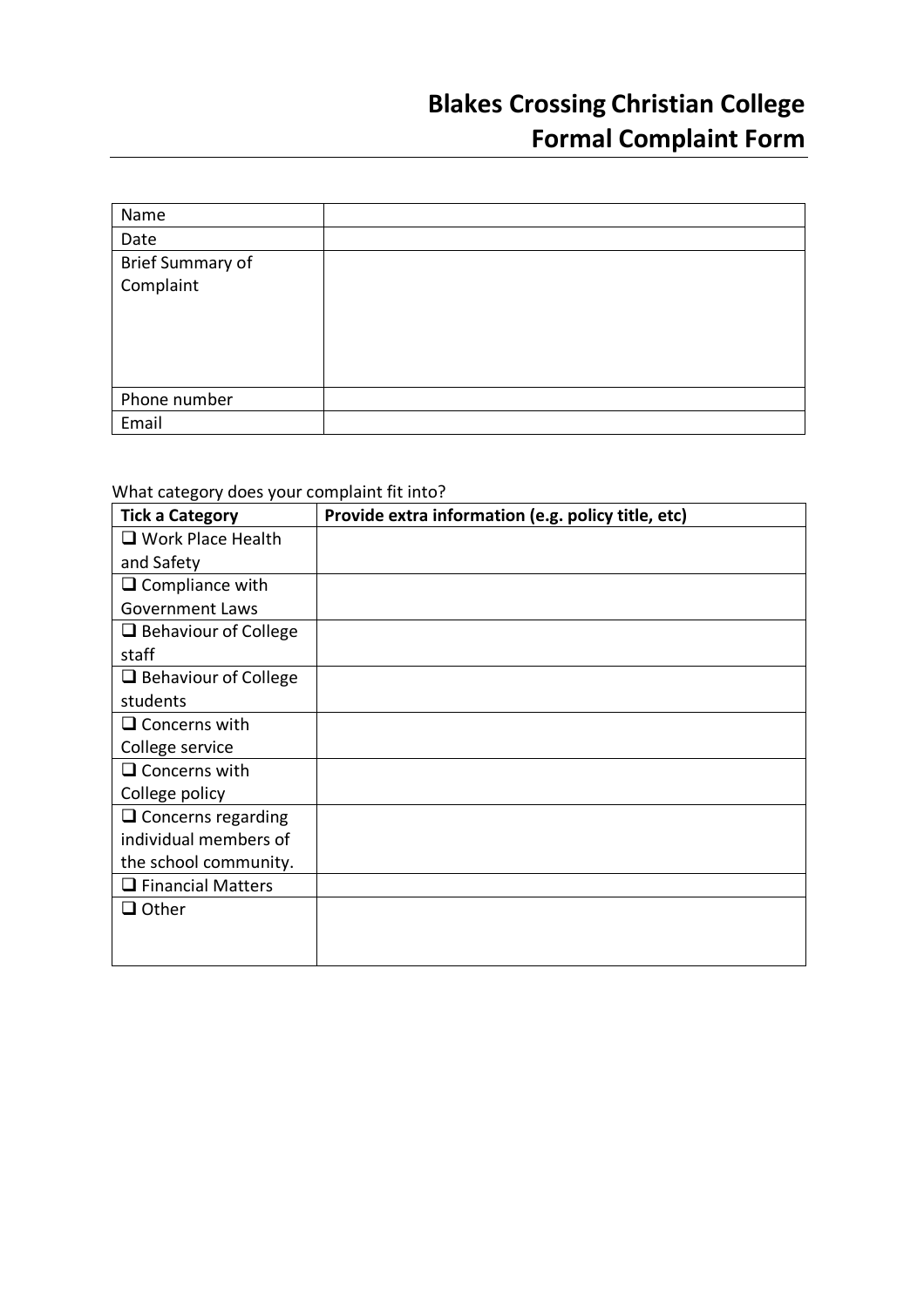# Blakes Crossing Christian College
# Formal Complaint Form

| Name | |
|---|---|
| Date | |
| Brief Summary of Complaint | |
| Phone number | |
| Email | |

What category does your complaint fit into?

| Tick a Category | Provide extra information (e.g. policy title, etc) |
|---|---|
| ❑ Work Place Health and Safety | |
| ❑ Compliance with Government Laws | |
| ❑ Behaviour of College staff | |
| ❑ Behaviour of College students | |
| ❑ Concerns with College service | |
| ❑ Concerns with College policy | |
| ❑ Concerns regarding individual members of the school community. | |
| ❑ Financial Matters | |
| ❑ Other | |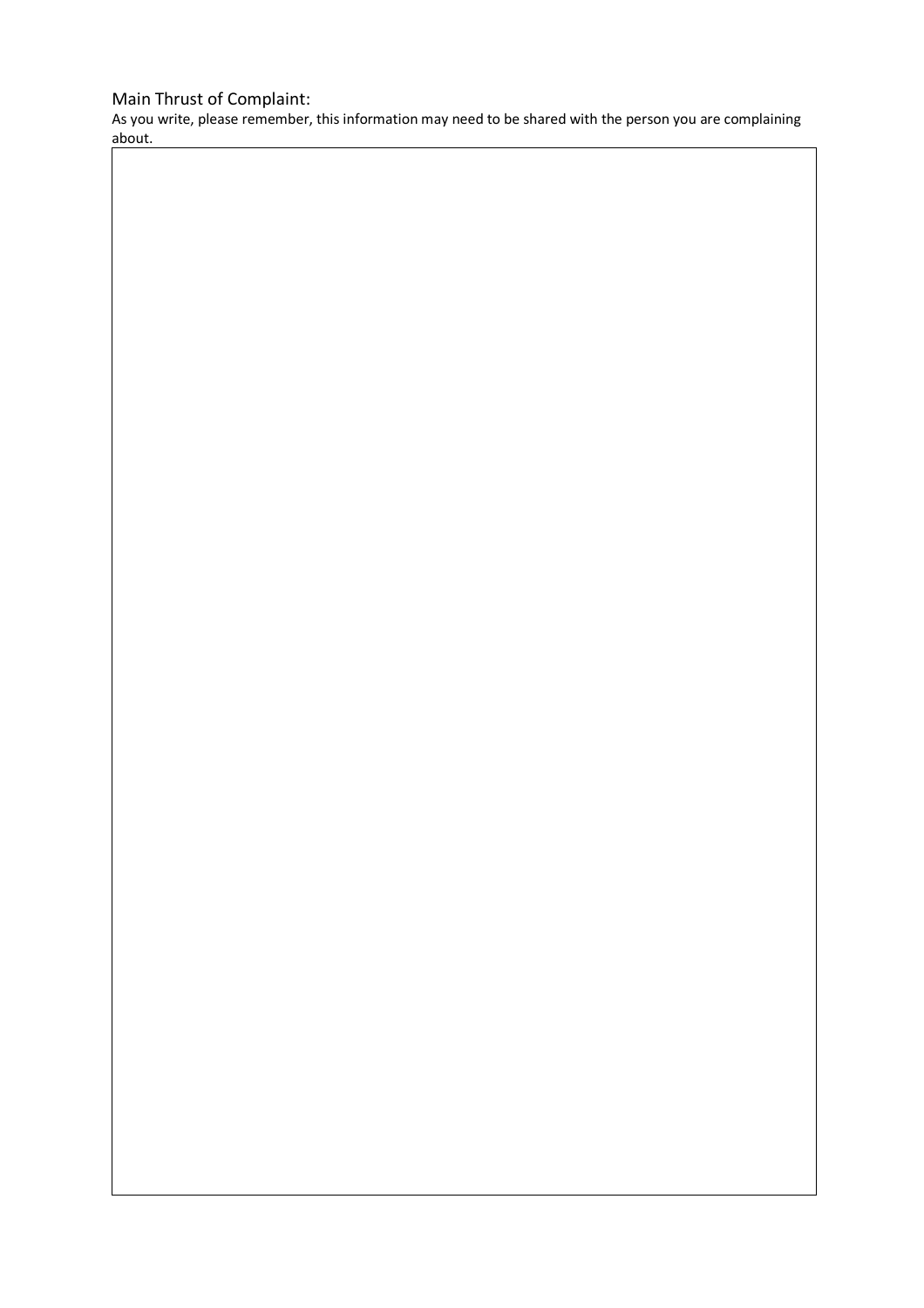## Main Thrust of Complaint:

As you write, please remember, this information may need to be shared with the person you are complaining about.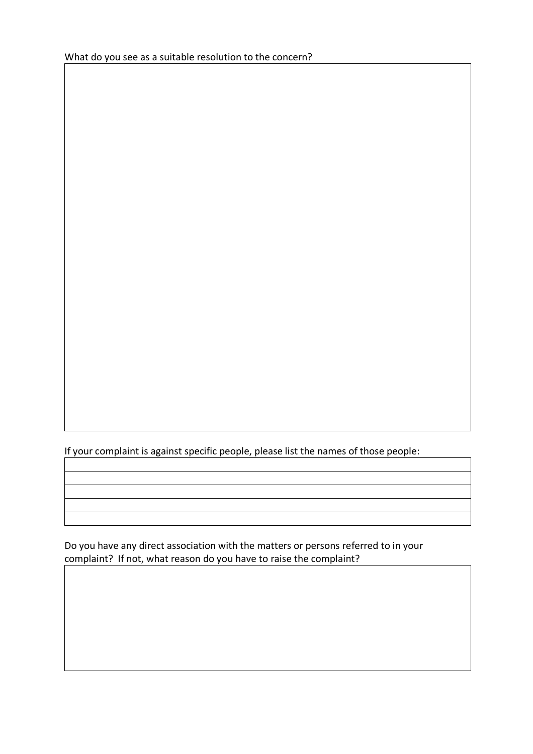What do you see as a suitable resolution to the concern?

|   |
|---|
|   |

If your complaint is against specific people, please list the names of those people:

|   |
|---|
|   |
|   |
|   |
|   |
|   |

Do you have any direct association with the matters or persons referred to in your complaint? If not, what reason do you have to raise the complaint?

|   |
|---|
|   |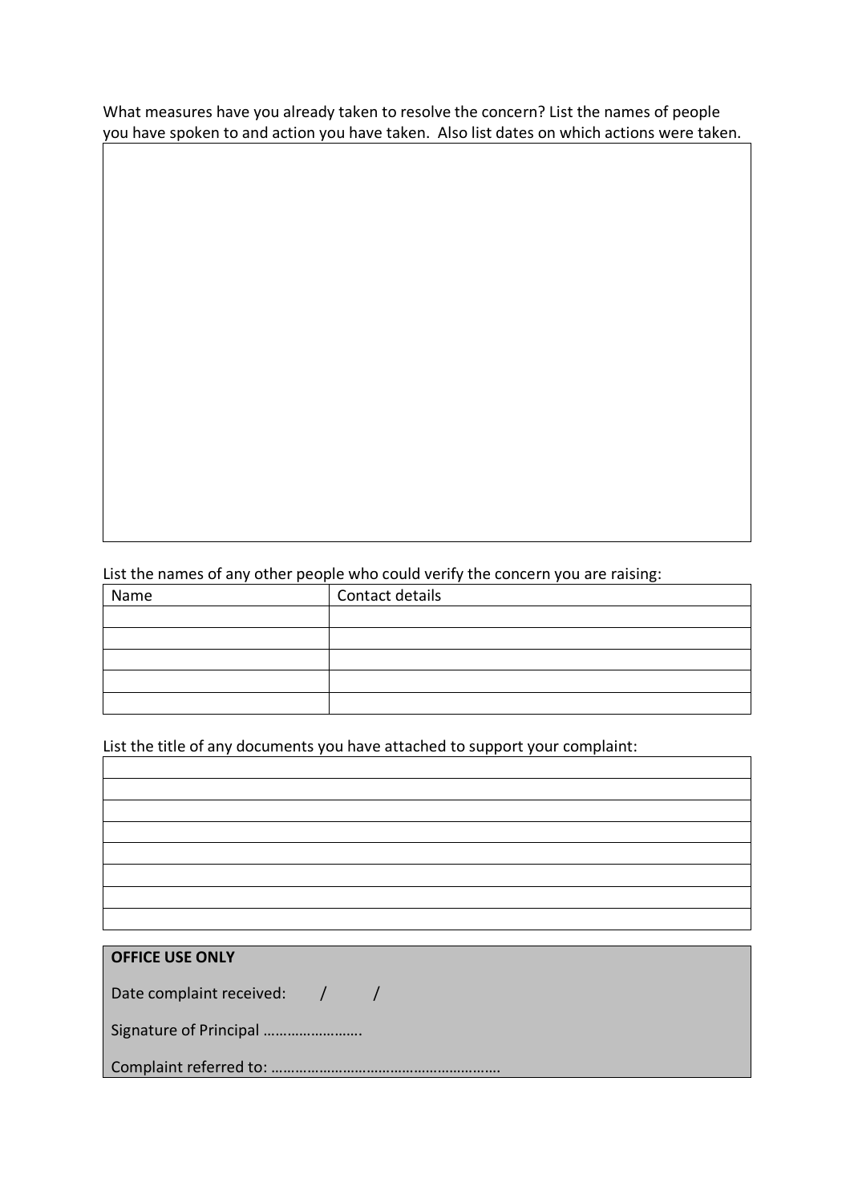What measures have you already taken to resolve the concern? List the names of people you have spoken to and action you have taken. Also list dates on which actions were taken.

| |
|---|
| |

List the names of any other people who could verify the concern you are raising:

| Name | Contact details |
|---|---|
| | |
| | |
| | |
| | |
| | |

List the title of any documents you have attached to support your complaint:

| |
|---|
| |
| |
| |
| |
| |
| |
| |
| |

**OFFICE USE ONLY**

Date complaint received: / /

Signature of Principal …………………….

Complaint referred to: …………………………………………………